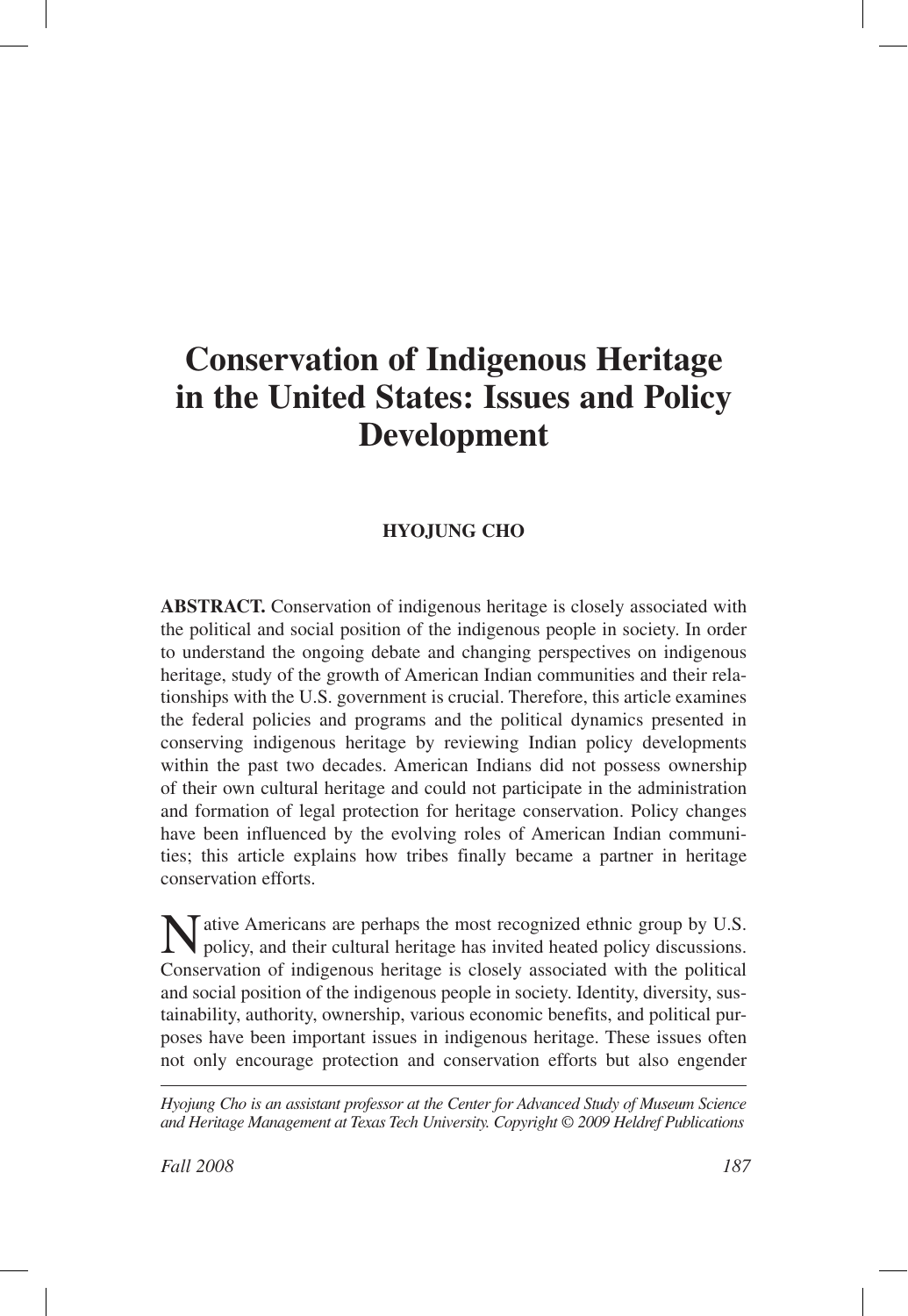# Conservation of Indigenous Heritage in the United States: Issues and Policy Development

**HYOJUNG CHO**

**ABSTRACT.** Conservation of indigenous heritage is closely associated with the political and social position of the indigenous people in society. In order to understand the ongoing debate and changing perspectives on indigenous heritage, study of the growth of American Indian communities and their relationships with the U.S. government is crucial. Therefore, this article examines the federal policies and programs and the political dynamics presented in conserving indigenous heritage by reviewing Indian policy developments within the past two decades. American Indians did not possess ownership of their own cultural heritage and could not participate in the administration and formation of legal protection for heritage conservation. Policy changes have been influenced by the evolving roles of American Indian communities; this article explains how tribes finally became a partner in heritage conservation efforts.

Native Americans are perhaps the most recognized ethnic group by U.S. policy, and their cultural heritage has invited heated policy discussions. Conservation of indigenous heritage is closely associated with the political and social position of the indigenous people in society. Identity, diversity, sustainability, authority, ownership, various economic benefits, and political purposes have been important issues in indigenous heritage. These issues often not only encourage protection and conservation efforts but also engender

*Hyojung Cho is an assistant professor at the Center for Advanced Study of Museum Science and Heritage Management at Texas Tech University. Copyright © 2009 Heldref Publications*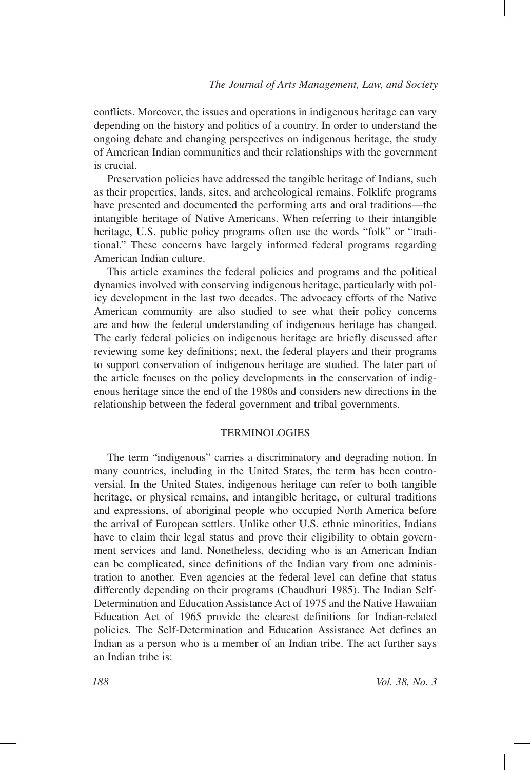conflicts. Moreover, the issues and operations in indigenous heritage can vary depending on the history and politics of a country. In order to understand the ongoing debate and changing perspectives on indigenous heritage, the study of American Indian communities and their relationships with the government is crucial.

Preservation policies have addressed the tangible heritage of Indians, such as their properties, lands, sites, and archeological remains. Folklife programs have presented and documented the performing arts and oral traditions—the intangible heritage of Native Americans. When referring to their intangible heritage, U.S. public policy programs often use the words "folk" or "traditional." These concerns have largely informed federal programs regarding American Indian culture.

This article examines the federal policies and programs and the political dynamics involved with conserving indigenous heritage, particularly with policy development in the last two decades. The advocacy efforts of the Native American community are also studied to see what their policy concerns are and how the federal understanding of indigenous heritage has changed. The early federal policies on indigenous heritage are briefly discussed after reviewing some key definitions; next, the federal players and their programs to support conservation of indigenous heritage are studied. The later part of the article focuses on the policy developments in the conservation of indigenous heritage since the end of the 1980s and considers new directions in the relationship between the federal government and tribal governments.

## TERMINOLOGIES

The term "indigenous" carries a discriminatory and degrading notion. In many countries, including in the United States, the term has been controversial. In the United States, indigenous heritage can refer to both tangible heritage, or physical remains, and intangible heritage, or cultural traditions and expressions, of aboriginal people who occupied North America before the arrival of European settlers. Unlike other U.S. ethnic minorities, Indians have to claim their legal status and prove their eligibility to obtain government services and land. Nonetheless, deciding who is an American Indian can be complicated, since definitions of the Indian vary from one administration to another. Even agencies at the federal level can define that status differently depending on their programs (Chaudhuri 1985). The Indian Self-Determination and Education Assistance Act of 1975 and the Native Hawaiian Education Act of 1965 provide the clearest definitions for Indian-related policies. The Self-Determination and Education Assistance Act defines an Indian as a person who is a member of an Indian tribe. The act further says an Indian tribe is: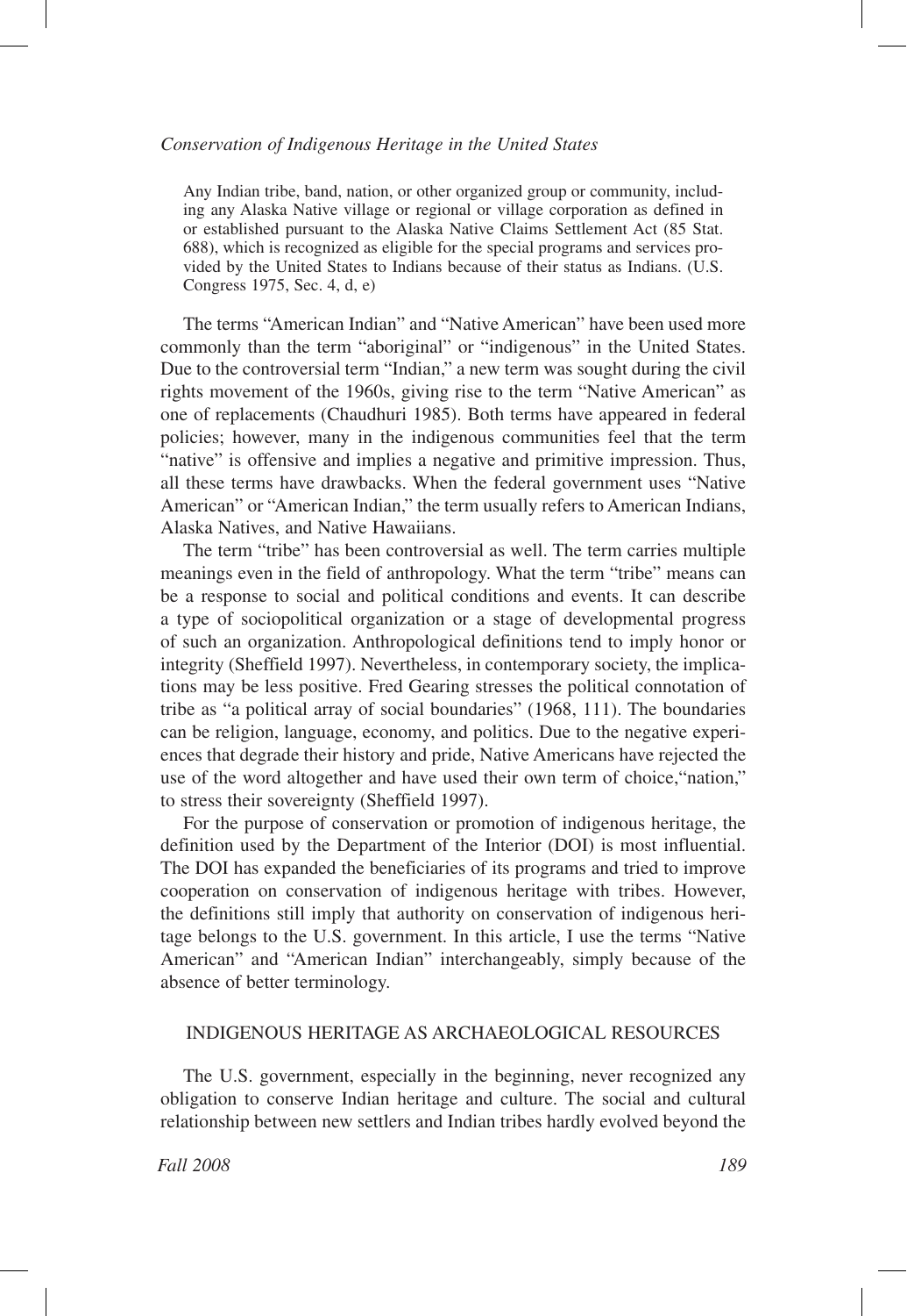> Any Indian tribe, band, nation, or other organized group or community, including any Alaska Native village or regional or village corporation as defined in or established pursuant to the Alaska Native Claims Settlement Act (85 Stat. 688), which is recognized as eligible for the special programs and services provided by the United States to Indians because of their status as Indians. (U.S. Congress 1975, Sec. 4, d, e)

The terms "American Indian" and "Native American" have been used more commonly than the term "aboriginal" or "indigenous" in the United States. Due to the controversial term "Indian," a new term was sought during the civil rights movement of the 1960s, giving rise to the term "Native American" as one of replacements (Chaudhuri 1985). Both terms have appeared in federal policies; however, many in the indigenous communities feel that the term "native" is offensive and implies a negative and primitive impression. Thus, all these terms have drawbacks. When the federal government uses "Native American" or "American Indian," the term usually refers to American Indians, Alaska Natives, and Native Hawaiians.

The term "tribe" has been controversial as well. The term carries multiple meanings even in the field of anthropology. What the term "tribe" means can be a response to social and political conditions and events. It can describe a type of sociopolitical organization or a stage of developmental progress of such an organization. Anthropological definitions tend to imply honor or integrity (Sheffield 1997). Nevertheless, in contemporary society, the implications may be less positive. Fred Gearing stresses the political connotation of tribe as "a political array of social boundaries" (1968, 111). The boundaries can be religion, language, economy, and politics. Due to the negative experiences that degrade their history and pride, Native Americans have rejected the use of the word altogether and have used their own term of choice,"nation," to stress their sovereignty (Sheffield 1997).

For the purpose of conservation or promotion of indigenous heritage, the definition used by the Department of the Interior (DOI) is most influential. The DOI has expanded the beneficiaries of its programs and tried to improve cooperation on conservation of indigenous heritage with tribes. However, the definitions still imply that authority on conservation of indigenous heritage belongs to the U.S. government. In this article, I use the terms "Native American" and "American Indian" interchangeably, simply because of the absence of better terminology.

## INDIGENOUS HERITAGE AS ARCHAEOLOGICAL RESOURCES

The U.S. government, especially in the beginning, never recognized any obligation to conserve Indian heritage and culture. The social and cultural relationship between new settlers and Indian tribes hardly evolved beyond the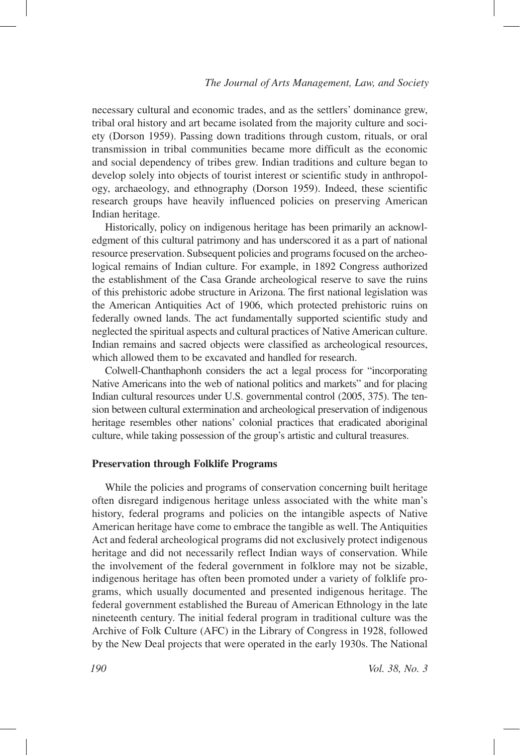necessary cultural and economic trades, and as the settlers' dominance grew, tribal oral history and art became isolated from the majority culture and society (Dorson 1959). Passing down traditions through custom, rituals, or oral transmission in tribal communities became more difficult as the economic and social dependency of tribes grew. Indian traditions and culture began to develop solely into objects of tourist interest or scientific study in anthropology, archaeology, and ethnography (Dorson 1959). Indeed, these scientific research groups have heavily influenced policies on preserving American Indian heritage.

Historically, policy on indigenous heritage has been primarily an acknowledgment of this cultural patrimony and has underscored it as a part of national resource preservation. Subsequent policies and programs focused on the archeological remains of Indian culture. For example, in 1892 Congress authorized the establishment of the Casa Grande archeological reserve to save the ruins of this prehistoric adobe structure in Arizona. The first national legislation was the American Antiquities Act of 1906, which protected prehistoric ruins on federally owned lands. The act fundamentally supported scientific study and neglected the spiritual aspects and cultural practices of Native American culture. Indian remains and sacred objects were classified as archeological resources, which allowed them to be excavated and handled for research.

Colwell-Chanthaphonh considers the act a legal process for "incorporating Native Americans into the web of national politics and markets" and for placing Indian cultural resources under U.S. governmental control (2005, 375). The tension between cultural extermination and archeological preservation of indigenous heritage resembles other nations' colonial practices that eradicated aboriginal culture, while taking possession of the group's artistic and cultural treasures.

**Preservation through Folklife Programs**

While the policies and programs of conservation concerning built heritage often disregard indigenous heritage unless associated with the white man's history, federal programs and policies on the intangible aspects of Native American heritage have come to embrace the tangible as well. The Antiquities Act and federal archeological programs did not exclusively protect indigenous heritage and did not necessarily reflect Indian ways of conservation. While the involvement of the federal government in folklore may not be sizable, indigenous heritage has often been promoted under a variety of folklife programs, which usually documented and presented indigenous heritage. The federal government established the Bureau of American Ethnology in the late nineteenth century. The initial federal program in traditional culture was the Archive of Folk Culture (AFC) in the Library of Congress in 1928, followed by the New Deal projects that were operated in the early 1930s. The National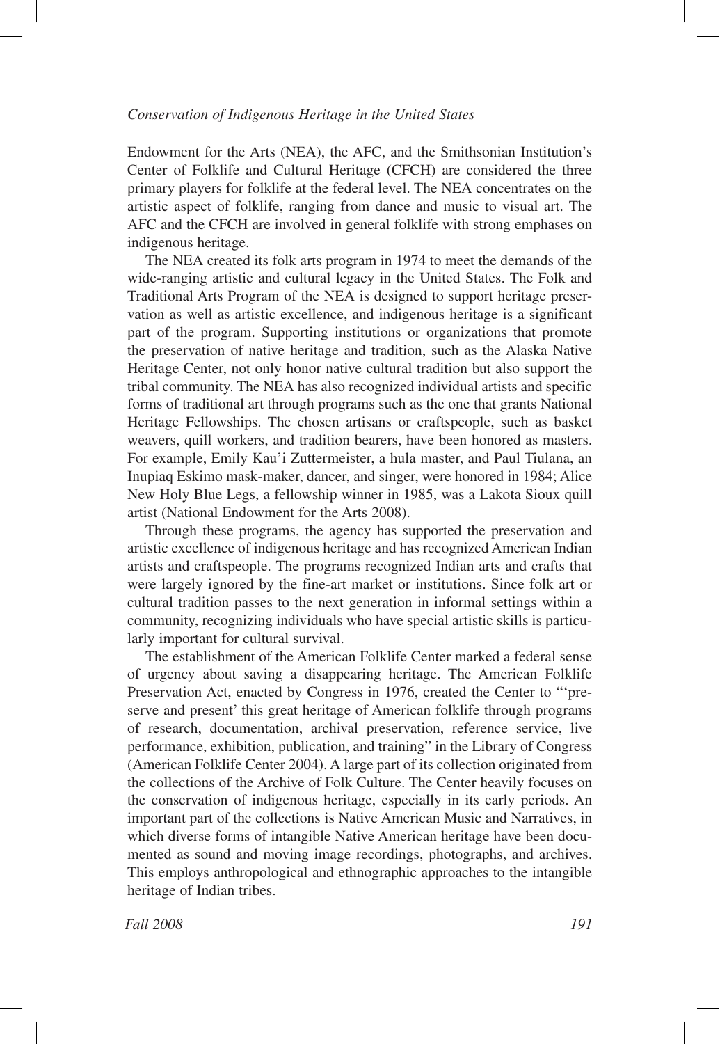Endowment for the Arts (NEA), the AFC, and the Smithsonian Institution's Center of Folklife and Cultural Heritage (CFCH) are considered the three primary players for folklife at the federal level. The NEA concentrates on the artistic aspect of folklife, ranging from dance and music to visual art. The AFC and the CFCH are involved in general folklife with strong emphases on indigenous heritage.

The NEA created its folk arts program in 1974 to meet the demands of the wide-ranging artistic and cultural legacy in the United States. The Folk and Traditional Arts Program of the NEA is designed to support heritage preservation as well as artistic excellence, and indigenous heritage is a significant part of the program. Supporting institutions or organizations that promote the preservation of native heritage and tradition, such as the Alaska Native Heritage Center, not only honor native cultural tradition but also support the tribal community. The NEA has also recognized individual artists and specific forms of traditional art through programs such as the one that grants National Heritage Fellowships. The chosen artisans or craftspeople, such as basket weavers, quill workers, and tradition bearers, have been honored as masters. For example, Emily Kau'i Zuttermeister, a hula master, and Paul Tiulana, an Inupiaq Eskimo mask-maker, dancer, and singer, were honored in 1984; Alice New Holy Blue Legs, a fellowship winner in 1985, was a Lakota Sioux quill artist (National Endowment for the Arts 2008).

Through these programs, the agency has supported the preservation and artistic excellence of indigenous heritage and has recognized American Indian artists and craftspeople. The programs recognized Indian arts and crafts that were largely ignored by the fine-art market or institutions. Since folk art or cultural tradition passes to the next generation in informal settings within a community, recognizing individuals who have special artistic skills is particularly important for cultural survival.

The establishment of the American Folklife Center marked a federal sense of urgency about saving a disappearing heritage. The American Folklife Preservation Act, enacted by Congress in 1976, created the Center to "'preserve and present' this great heritage of American folklife through programs of research, documentation, archival preservation, reference service, live performance, exhibition, publication, and training" in the Library of Congress (American Folklife Center 2004). A large part of its collection originated from the collections of the Archive of Folk Culture. The Center heavily focuses on the conservation of indigenous heritage, especially in its early periods. An important part of the collections is Native American Music and Narratives, in which diverse forms of intangible Native American heritage have been documented as sound and moving image recordings, photographs, and archives. This employs anthropological and ethnographic approaches to the intangible heritage of Indian tribes.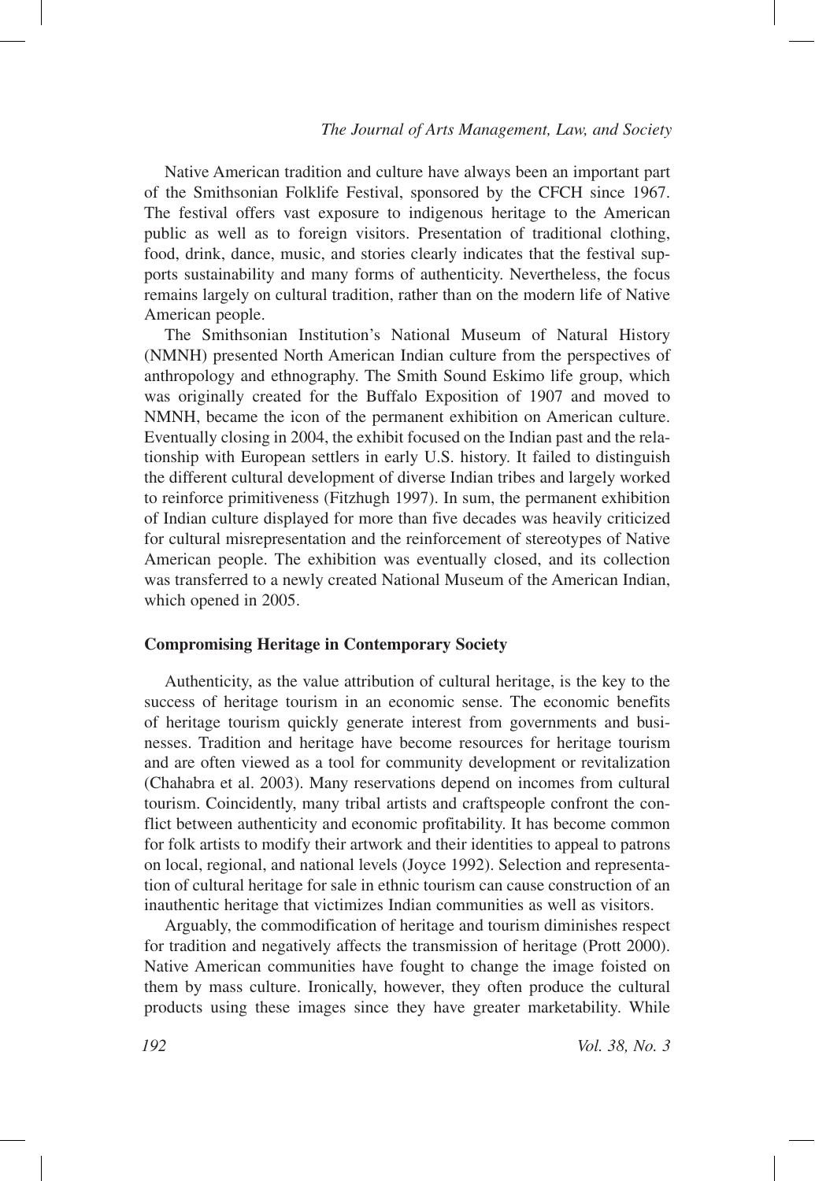Native American tradition and culture have always been an important part of the Smithsonian Folklife Festival, sponsored by the CFCH since 1967. The festival offers vast exposure to indigenous heritage to the American public as well as to foreign visitors. Presentation of traditional clothing, food, drink, dance, music, and stories clearly indicates that the festival supports sustainability and many forms of authenticity. Nevertheless, the focus remains largely on cultural tradition, rather than on the modern life of Native American people.

The Smithsonian Institution's National Museum of Natural History (NMNH) presented North American Indian culture from the perspectives of anthropology and ethnography. The Smith Sound Eskimo life group, which was originally created for the Buffalo Exposition of 1907 and moved to NMNH, became the icon of the permanent exhibition on American culture. Eventually closing in 2004, the exhibit focused on the Indian past and the relationship with European settlers in early U.S. history. It failed to distinguish the different cultural development of diverse Indian tribes and largely worked to reinforce primitiveness (Fitzhugh 1997). In sum, the permanent exhibition of Indian culture displayed for more than five decades was heavily criticized for cultural misrepresentation and the reinforcement of stereotypes of Native American people. The exhibition was eventually closed, and its collection was transferred to a newly created National Museum of the American Indian, which opened in 2005.

**Compromising Heritage in Contemporary Society**

Authenticity, as the value attribution of cultural heritage, is the key to the success of heritage tourism in an economic sense. The economic benefits of heritage tourism quickly generate interest from governments and businesses. Tradition and heritage have become resources for heritage tourism and are often viewed as a tool for community development or revitalization (Chahabra et al. 2003). Many reservations depend on incomes from cultural tourism. Coincidently, many tribal artists and craftspeople confront the conflict between authenticity and economic profitability. It has become common for folk artists to modify their artwork and their identities to appeal to patrons on local, regional, and national levels (Joyce 1992). Selection and representation of cultural heritage for sale in ethnic tourism can cause construction of an inauthentic heritage that victimizes Indian communities as well as visitors.

Arguably, the commodification of heritage and tourism diminishes respect for tradition and negatively affects the transmission of heritage (Prott 2000). Native American communities have fought to change the image foisted on them by mass culture. Ironically, however, they often produce the cultural products using these images since they have greater marketability. While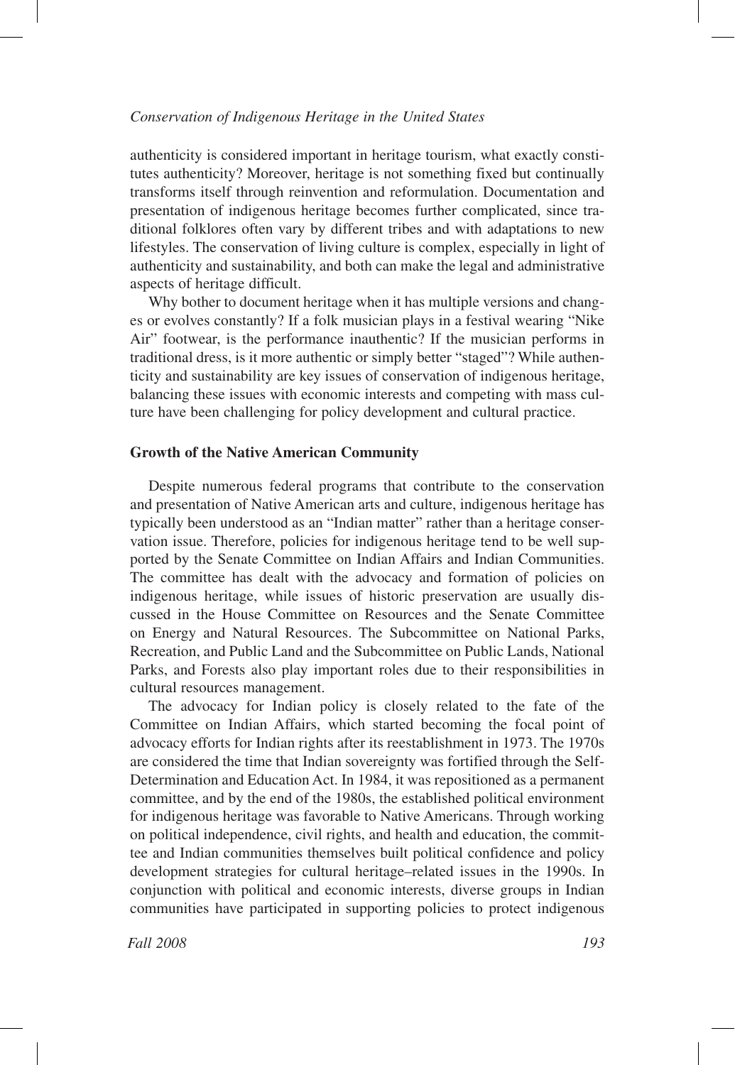authenticity is considered important in heritage tourism, what exactly constitutes authenticity? Moreover, heritage is not something fixed but continually transforms itself through reinvention and reformulation. Documentation and presentation of indigenous heritage becomes further complicated, since traditional folklores often vary by different tribes and with adaptations to new lifestyles. The conservation of living culture is complex, especially in light of authenticity and sustainability, and both can make the legal and administrative aspects of heritage difficult.

Why bother to document heritage when it has multiple versions and changes or evolves constantly? If a folk musician plays in a festival wearing "Nike Air" footwear, is the performance inauthentic? If the musician performs in traditional dress, is it more authentic or simply better "staged"? While authenticity and sustainability are key issues of conservation of indigenous heritage, balancing these issues with economic interests and competing with mass culture have been challenging for policy development and cultural practice.

**Growth of the Native American Community**

Despite numerous federal programs that contribute to the conservation and presentation of Native American arts and culture, indigenous heritage has typically been understood as an "Indian matter" rather than a heritage conservation issue. Therefore, policies for indigenous heritage tend to be well supported by the Senate Committee on Indian Affairs and Indian Communities. The committee has dealt with the advocacy and formation of policies on indigenous heritage, while issues of historic preservation are usually discussed in the House Committee on Resources and the Senate Committee on Energy and Natural Resources. The Subcommittee on National Parks, Recreation, and Public Land and the Subcommittee on Public Lands, National Parks, and Forests also play important roles due to their responsibilities in cultural resources management.

The advocacy for Indian policy is closely related to the fate of the Committee on Indian Affairs, which started becoming the focal point of advocacy efforts for Indian rights after its reestablishment in 1973. The 1970s are considered the time that Indian sovereignty was fortified through the Self-Determination and Education Act. In 1984, it was repositioned as a permanent committee, and by the end of the 1980s, the established political environment for indigenous heritage was favorable to Native Americans. Through working on political independence, civil rights, and health and education, the committee and Indian communities themselves built political confidence and policy development strategies for cultural heritage–related issues in the 1990s. In conjunction with political and economic interests, diverse groups in Indian communities have participated in supporting policies to protect indigenous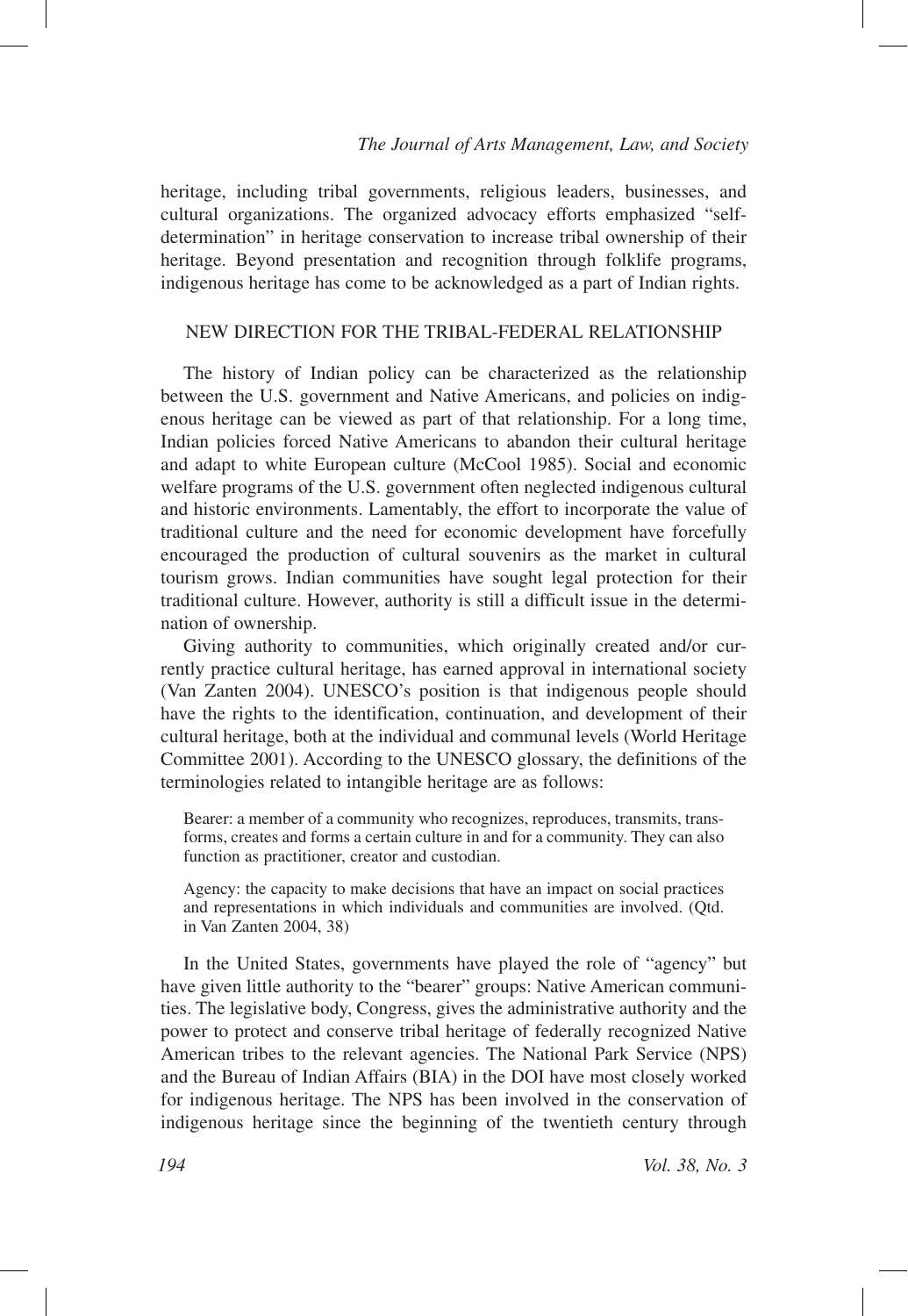heritage, including tribal governments, religious leaders, businesses, and cultural organizations. The organized advocacy efforts emphasized "self-determination" in heritage conservation to increase tribal ownership of their heritage. Beyond presentation and recognition through folklife programs, indigenous heritage has come to be acknowledged as a part of Indian rights.

## NEW DIRECTION FOR THE TRIBAL-FEDERAL RELATIONSHIP

The history of Indian policy can be characterized as the relationship between the U.S. government and Native Americans, and policies on indigenous heritage can be viewed as part of that relationship. For a long time, Indian policies forced Native Americans to abandon their cultural heritage and adapt to white European culture (McCool 1985). Social and economic welfare programs of the U.S. government often neglected indigenous cultural and historic environments. Lamentably, the effort to incorporate the value of traditional culture and the need for economic development have forcefully encouraged the production of cultural souvenirs as the market in cultural tourism grows. Indian communities have sought legal protection for their traditional culture. However, authority is still a difficult issue in the determination of ownership.

Giving authority to communities, which originally created and/or currently practice cultural heritage, has earned approval in international society (Van Zanten 2004). UNESCO's position is that indigenous people should have the rights to the identification, continuation, and development of their cultural heritage, both at the individual and communal levels (World Heritage Committee 2001). According to the UNESCO glossary, the definitions of the terminologies related to intangible heritage are as follows:

> Bearer: a member of a community who recognizes, reproduces, transmits, transforms, creates and forms a certain culture in and for a community. They can also function as practitioner, creator and custodian.
>
> Agency: the capacity to make decisions that have an impact on social practices and representations in which individuals and communities are involved. (Qtd. in Van Zanten 2004, 38)

In the United States, governments have played the role of "agency" but have given little authority to the "bearer" groups: Native American communities. The legislative body, Congress, gives the administrative authority and the power to protect and conserve tribal heritage of federally recognized Native American tribes to the relevant agencies. The National Park Service (NPS) and the Bureau of Indian Affairs (BIA) in the DOI have most closely worked for indigenous heritage. The NPS has been involved in the conservation of indigenous heritage since the beginning of the twentieth century through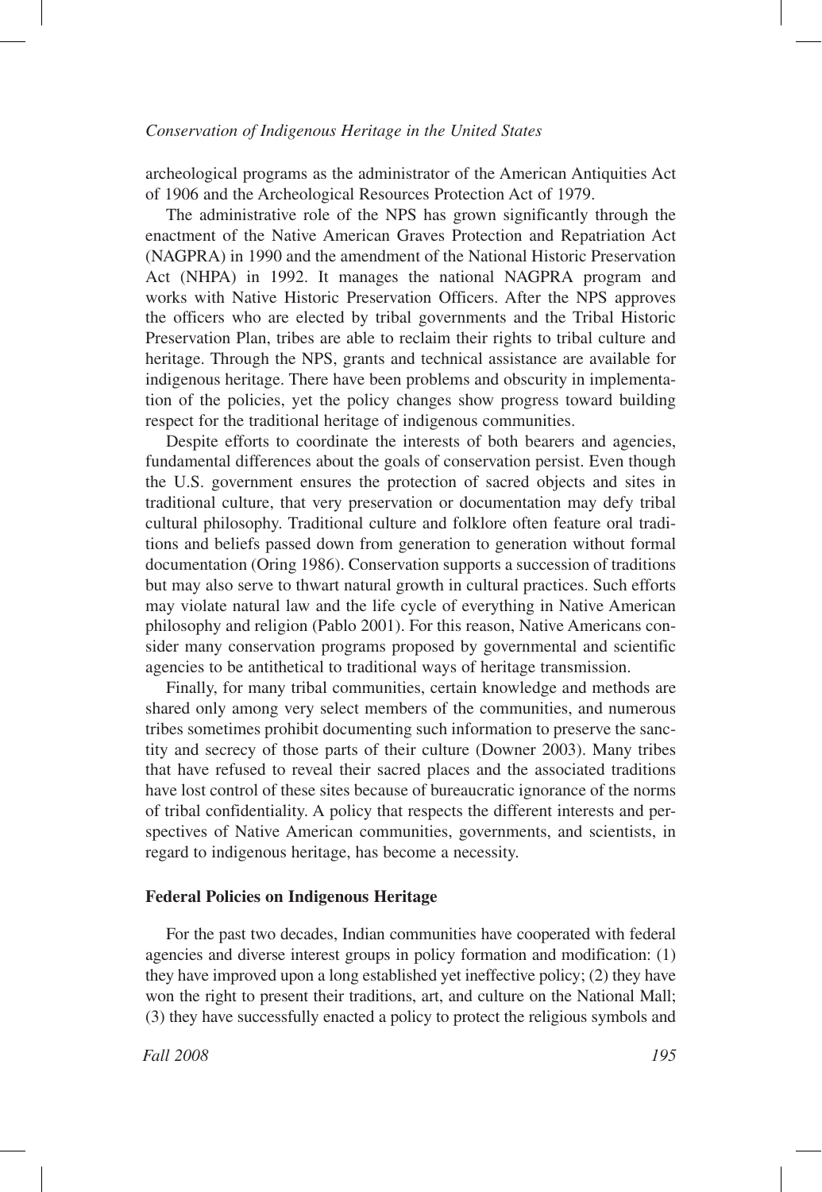archeological programs as the administrator of the American Antiquities Act of 1906 and the Archeological Resources Protection Act of 1979.

The administrative role of the NPS has grown significantly through the enactment of the Native American Graves Protection and Repatriation Act (NAGPRA) in 1990 and the amendment of the National Historic Preservation Act (NHPA) in 1992. It manages the national NAGPRA program and works with Native Historic Preservation Officers. After the NPS approves the officers who are elected by tribal governments and the Tribal Historic Preservation Plan, tribes are able to reclaim their rights to tribal culture and heritage. Through the NPS, grants and technical assistance are available for indigenous heritage. There have been problems and obscurity in implementation of the policies, yet the policy changes show progress toward building respect for the traditional heritage of indigenous communities.

Despite efforts to coordinate the interests of both bearers and agencies, fundamental differences about the goals of conservation persist. Even though the U.S. government ensures the protection of sacred objects and sites in traditional culture, that very preservation or documentation may defy tribal cultural philosophy. Traditional culture and folklore often feature oral traditions and beliefs passed down from generation to generation without formal documentation (Oring 1986). Conservation supports a succession of traditions but may also serve to thwart natural growth in cultural practices. Such efforts may violate natural law and the life cycle of everything in Native American philosophy and religion (Pablo 2001). For this reason, Native Americans consider many conservation programs proposed by governmental and scientific agencies to be antithetical to traditional ways of heritage transmission.

Finally, for many tribal communities, certain knowledge and methods are shared only among very select members of the communities, and numerous tribes sometimes prohibit documenting such information to preserve the sanctity and secrecy of those parts of their culture (Downer 2003). Many tribes that have refused to reveal their sacred places and the associated traditions have lost control of these sites because of bureaucratic ignorance of the norms of tribal confidentiality. A policy that respects the different interests and perspectives of Native American communities, governments, and scientists, in regard to indigenous heritage, has become a necessity.

## Federal Policies on Indigenous Heritage

For the past two decades, Indian communities have cooperated with federal agencies and diverse interest groups in policy formation and modification: (1) they have improved upon a long established yet ineffective policy; (2) they have won the right to present their traditions, art, and culture on the National Mall; (3) they have successfully enacted a policy to protect the religious symbols and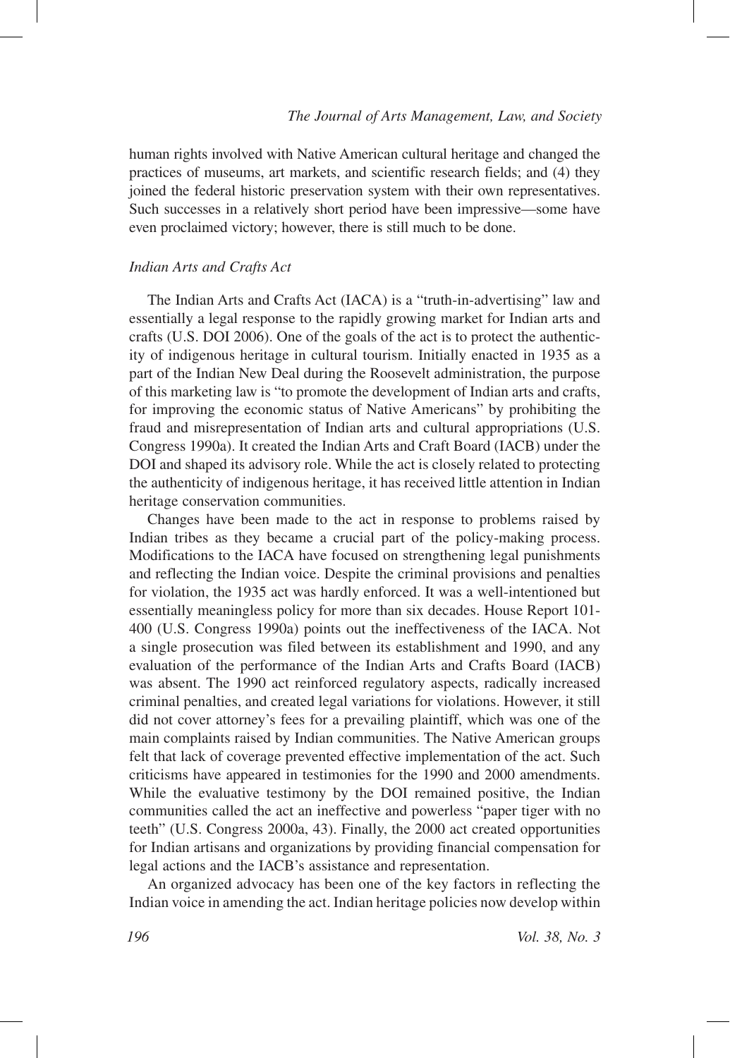human rights involved with Native American cultural heritage and changed the practices of museums, art markets, and scientific research fields; and (4) they joined the federal historic preservation system with their own representatives. Such successes in a relatively short period have been impressive—some have even proclaimed victory; however, there is still much to be done.

### *Indian Arts and Crafts Act*

The Indian Arts and Crafts Act (IACA) is a "truth-in-advertising" law and essentially a legal response to the rapidly growing market for Indian arts and crafts (U.S. DOI 2006). One of the goals of the act is to protect the authenticity of indigenous heritage in cultural tourism. Initially enacted in 1935 as a part of the Indian New Deal during the Roosevelt administration, the purpose of this marketing law is "to promote the development of Indian arts and crafts, for improving the economic status of Native Americans" by prohibiting the fraud and misrepresentation of Indian arts and cultural appropriations (U.S. Congress 1990a). It created the Indian Arts and Craft Board (IACB) under the DOI and shaped its advisory role. While the act is closely related to protecting the authenticity of indigenous heritage, it has received little attention in Indian heritage conservation communities.

Changes have been made to the act in response to problems raised by Indian tribes as they became a crucial part of the policy-making process. Modifications to the IACA have focused on strengthening legal punishments and reflecting the Indian voice. Despite the criminal provisions and penalties for violation, the 1935 act was hardly enforced. It was a well-intentioned but essentially meaningless policy for more than six decades. House Report 101-400 (U.S. Congress 1990a) points out the ineffectiveness of the IACA. Not a single prosecution was filed between its establishment and 1990, and any evaluation of the performance of the Indian Arts and Crafts Board (IACB) was absent. The 1990 act reinforced regulatory aspects, radically increased criminal penalties, and created legal variations for violations. However, it still did not cover attorney's fees for a prevailing plaintiff, which was one of the main complaints raised by Indian communities. The Native American groups felt that lack of coverage prevented effective implementation of the act. Such criticisms have appeared in testimonies for the 1990 and 2000 amendments. While the evaluative testimony by the DOI remained positive, the Indian communities called the act an ineffective and powerless "paper tiger with no teeth" (U.S. Congress 2000a, 43). Finally, the 2000 act created opportunities for Indian artisans and organizations by providing financial compensation for legal actions and the IACB's assistance and representation.

An organized advocacy has been one of the key factors in reflecting the Indian voice in amending the act. Indian heritage policies now develop within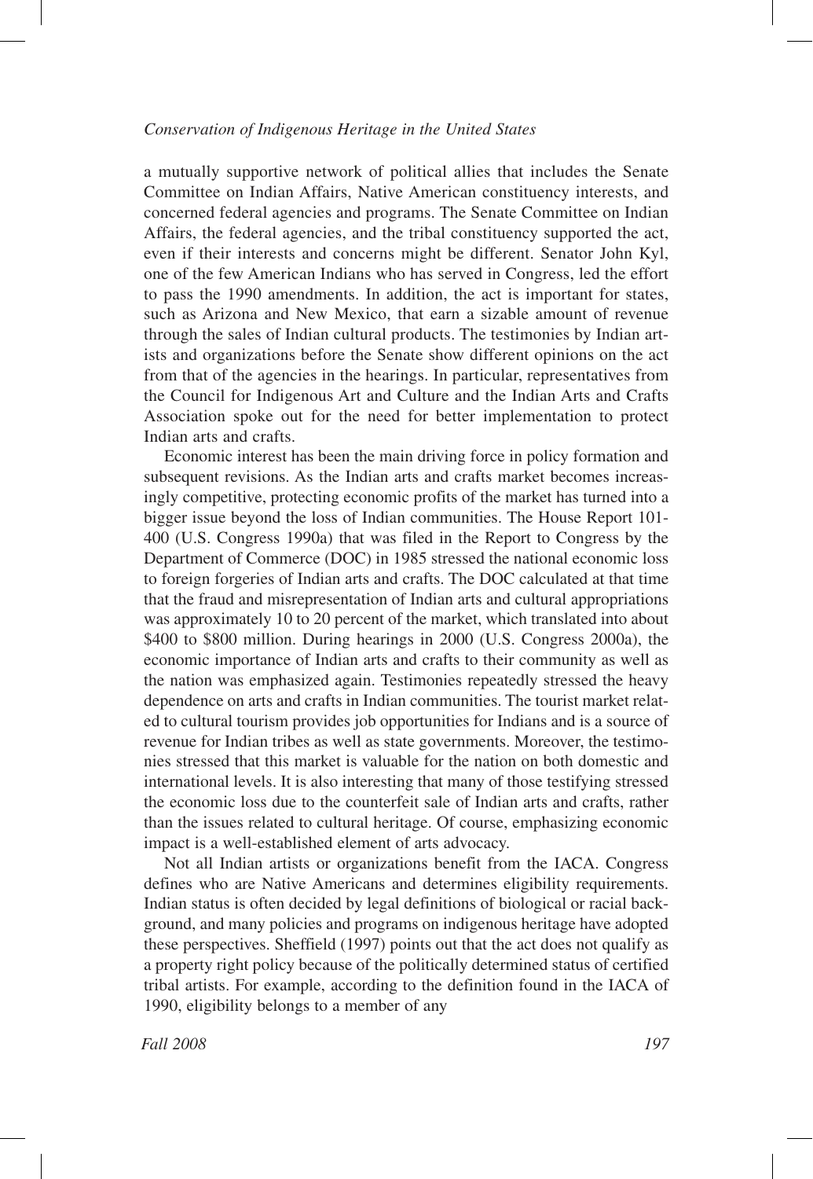a mutually supportive network of political allies that includes the Senate Committee on Indian Affairs, Native American constituency interests, and concerned federal agencies and programs. The Senate Committee on Indian Affairs, the federal agencies, and the tribal constituency supported the act, even if their interests and concerns might be different. Senator John Kyl, one of the few American Indians who has served in Congress, led the effort to pass the 1990 amendments. In addition, the act is important for states, such as Arizona and New Mexico, that earn a sizable amount of revenue through the sales of Indian cultural products. The testimonies by Indian artists and organizations before the Senate show different opinions on the act from that of the agencies in the hearings. In particular, representatives from the Council for Indigenous Art and Culture and the Indian Arts and Crafts Association spoke out for the need for better implementation to protect Indian arts and crafts.

Economic interest has been the main driving force in policy formation and subsequent revisions. As the Indian arts and crafts market becomes increasingly competitive, protecting economic profits of the market has turned into a bigger issue beyond the loss of Indian communities. The House Report 101-400 (U.S. Congress 1990a) that was filed in the Report to Congress by the Department of Commerce (DOC) in 1985 stressed the national economic loss to foreign forgeries of Indian arts and crafts. The DOC calculated at that time that the fraud and misrepresentation of Indian arts and cultural appropriations was approximately 10 to 20 percent of the market, which translated into about $400 to $800 million. During hearings in 2000 (U.S. Congress 2000a), the economic importance of Indian arts and crafts to their community as well as the nation was emphasized again. Testimonies repeatedly stressed the heavy dependence on arts and crafts in Indian communities. The tourist market related to cultural tourism provides job opportunities for Indians and is a source of revenue for Indian tribes as well as state governments. Moreover, the testimonies stressed that this market is valuable for the nation on both domestic and international levels. It is also interesting that many of those testifying stressed the economic loss due to the counterfeit sale of Indian arts and crafts, rather than the issues related to cultural heritage. Of course, emphasizing economic impact is a well-established element of arts advocacy.

Not all Indian artists or organizations benefit from the IACA. Congress defines who are Native Americans and determines eligibility requirements. Indian status is often decided by legal definitions of biological or racial background, and many policies and programs on indigenous heritage have adopted these perspectives. Sheffield (1997) points out that the act does not qualify as a property right policy because of the politically determined status of certified tribal artists. For example, according to the definition found in the IACA of 1990, eligibility belongs to a member of any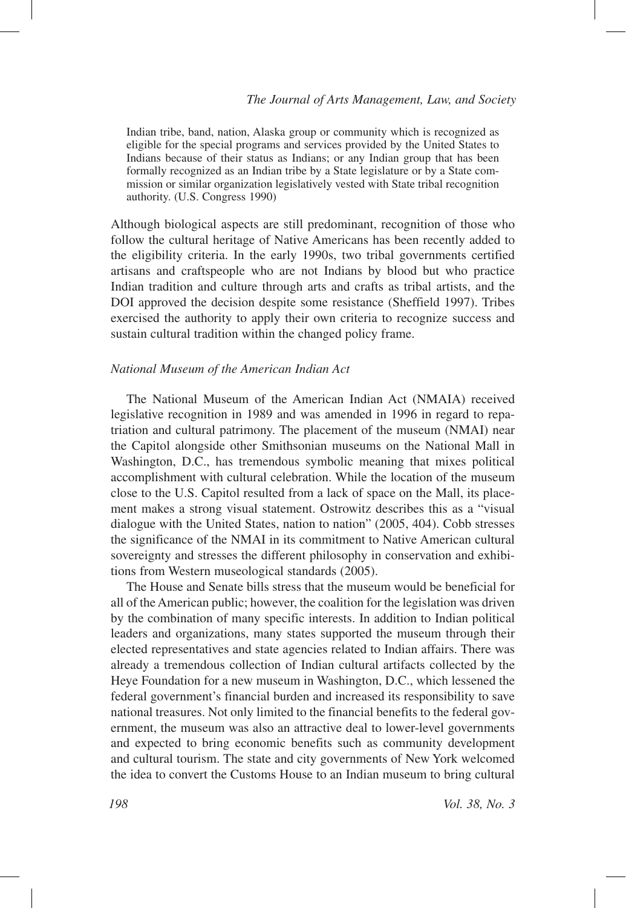> Indian tribe, band, nation, Alaska group or community which is recognized as eligible for the special programs and services provided by the United States to Indians because of their status as Indians; or any Indian group that has been formally recognized as an Indian tribe by a State legislature or by a State commission or similar organization legislatively vested with State tribal recognition authority. (U.S. Congress 1990)

Although biological aspects are still predominant, recognition of those who follow the cultural heritage of Native Americans has been recently added to the eligibility criteria. In the early 1990s, two tribal governments certified artisans and craftspeople who are not Indians by blood but who practice Indian tradition and culture through arts and crafts as tribal artists, and the DOI approved the decision despite some resistance (Sheffield 1997). Tribes exercised the authority to apply their own criteria to recognize success and sustain cultural tradition within the changed policy frame.

### *National Museum of the American Indian Act*

The National Museum of the American Indian Act (NMAIA) received legislative recognition in 1989 and was amended in 1996 in regard to repatriation and cultural patrimony. The placement of the museum (NMAI) near the Capitol alongside other Smithsonian museums on the National Mall in Washington, D.C., has tremendous symbolic meaning that mixes political accomplishment with cultural celebration. While the location of the museum close to the U.S. Capitol resulted from a lack of space on the Mall, its placement makes a strong visual statement. Ostrowitz describes this as a "visual dialogue with the United States, nation to nation" (2005, 404). Cobb stresses the significance of the NMAI in its commitment to Native American cultural sovereignty and stresses the different philosophy in conservation and exhibitions from Western museological standards (2005).

The House and Senate bills stress that the museum would be beneficial for all of the American public; however, the coalition for the legislation was driven by the combination of many specific interests. In addition to Indian political leaders and organizations, many states supported the museum through their elected representatives and state agencies related to Indian affairs. There was already a tremendous collection of Indian cultural artifacts collected by the Heye Foundation for a new museum in Washington, D.C., which lessened the federal government's financial burden and increased its responsibility to save national treasures. Not only limited to the financial benefits to the federal government, the museum was also an attractive deal to lower-level governments and expected to bring economic benefits such as community development and cultural tourism. The state and city governments of New York welcomed the idea to convert the Customs House to an Indian museum to bring cultural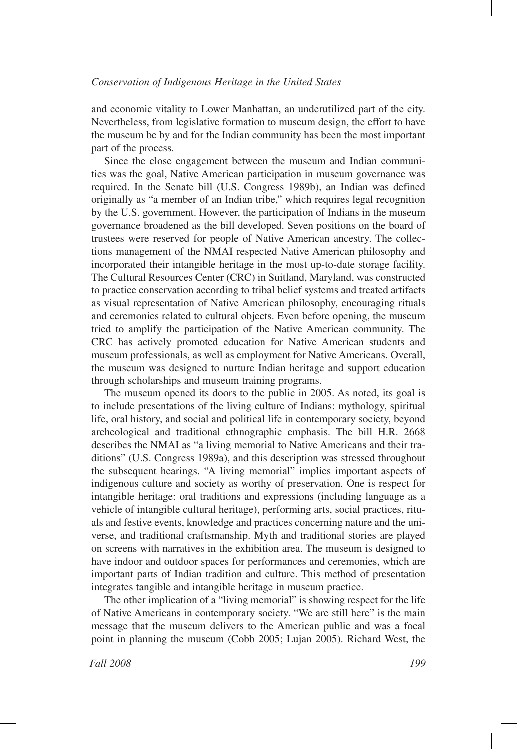and economic vitality to Lower Manhattan, an underutilized part of the city. Nevertheless, from legislative formation to museum design, the effort to have the museum be by and for the Indian community has been the most important part of the process.

Since the close engagement between the museum and Indian communities was the goal, Native American participation in museum governance was required. In the Senate bill (U.S. Congress 1989b), an Indian was defined originally as "a member of an Indian tribe," which requires legal recognition by the U.S. government. However, the participation of Indians in the museum governance broadened as the bill developed. Seven positions on the board of trustees were reserved for people of Native American ancestry. The collections management of the NMAI respected Native American philosophy and incorporated their intangible heritage in the most up-to-date storage facility. The Cultural Resources Center (CRC) in Suitland, Maryland, was constructed to practice conservation according to tribal belief systems and treated artifacts as visual representation of Native American philosophy, encouraging rituals and ceremonies related to cultural objects. Even before opening, the museum tried to amplify the participation of the Native American community. The CRC has actively promoted education for Native American students and museum professionals, as well as employment for Native Americans. Overall, the museum was designed to nurture Indian heritage and support education through scholarships and museum training programs.

The museum opened its doors to the public in 2005. As noted, its goal is to include presentations of the living culture of Indians: mythology, spiritual life, oral history, and social and political life in contemporary society, beyond archeological and traditional ethnographic emphasis. The bill H.R. 2668 describes the NMAI as "a living memorial to Native Americans and their traditions" (U.S. Congress 1989a), and this description was stressed throughout the subsequent hearings. "A living memorial" implies important aspects of indigenous culture and society as worthy of preservation. One is respect for intangible heritage: oral traditions and expressions (including language as a vehicle of intangible cultural heritage), performing arts, social practices, rituals and festive events, knowledge and practices concerning nature and the universe, and traditional craftsmanship. Myth and traditional stories are played on screens with narratives in the exhibition area. The museum is designed to have indoor and outdoor spaces for performances and ceremonies, which are important parts of Indian tradition and culture. This method of presentation integrates tangible and intangible heritage in museum practice.

The other implication of a "living memorial" is showing respect for the life of Native Americans in contemporary society. "We are still here" is the main message that the museum delivers to the American public and was a focal point in planning the museum (Cobb 2005; Lujan 2005). Richard West, the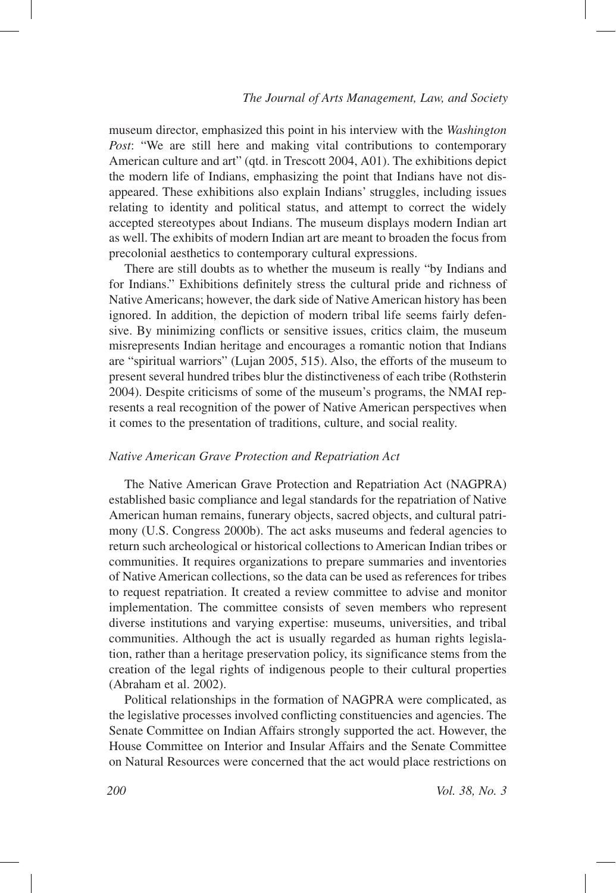museum director, emphasized this point in his interview with the *Washington Post*: "We are still here and making vital contributions to contemporary American culture and art" (qtd. in Trescott 2004, A01). The exhibitions depict the modern life of Indians, emphasizing the point that Indians have not disappeared. These exhibitions also explain Indians' struggles, including issues relating to identity and political status, and attempt to correct the widely accepted stereotypes about Indians. The museum displays modern Indian art as well. The exhibits of modern Indian art are meant to broaden the focus from precolonial aesthetics to contemporary cultural expressions.

There are still doubts as to whether the museum is really "by Indians and for Indians." Exhibitions definitely stress the cultural pride and richness of Native Americans; however, the dark side of Native American history has been ignored. In addition, the depiction of modern tribal life seems fairly defensive. By minimizing conflicts or sensitive issues, critics claim, the museum misrepresents Indian heritage and encourages a romantic notion that Indians are "spiritual warriors" (Lujan 2005, 515). Also, the efforts of the museum to present several hundred tribes blur the distinctiveness of each tribe (Rothsterin 2004). Despite criticisms of some of the museum's programs, the NMAI represents a real recognition of the power of Native American perspectives when it comes to the presentation of traditions, culture, and social reality.

### *Native American Grave Protection and Repatriation Act*

The Native American Grave Protection and Repatriation Act (NAGPRA) established basic compliance and legal standards for the repatriation of Native American human remains, funerary objects, sacred objects, and cultural patrimony (U.S. Congress 2000b). The act asks museums and federal agencies to return such archeological or historical collections to American Indian tribes or communities. It requires organizations to prepare summaries and inventories of Native American collections, so the data can be used as references for tribes to request repatriation. It created a review committee to advise and monitor implementation. The committee consists of seven members who represent diverse institutions and varying expertise: museums, universities, and tribal communities. Although the act is usually regarded as human rights legislation, rather than a heritage preservation policy, its significance stems from the creation of the legal rights of indigenous people to their cultural properties (Abraham et al. 2002).

Political relationships in the formation of NAGPRA were complicated, as the legislative processes involved conflicting constituencies and agencies. The Senate Committee on Indian Affairs strongly supported the act. However, the House Committee on Interior and Insular Affairs and the Senate Committee on Natural Resources were concerned that the act would place restrictions on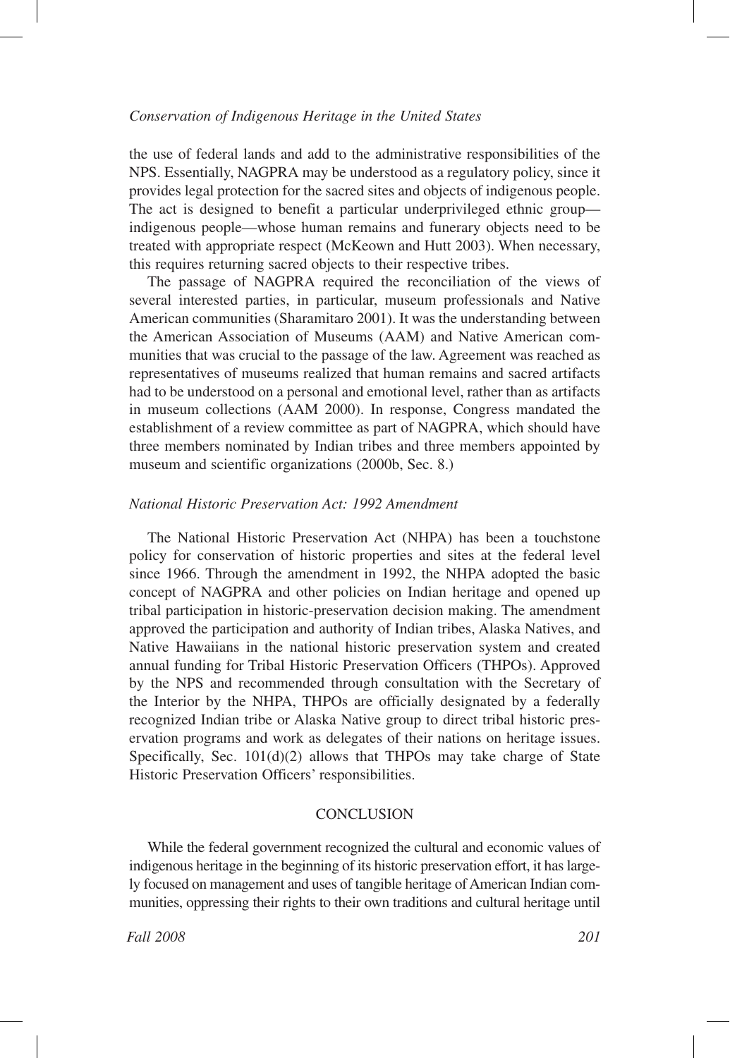the use of federal lands and add to the administrative responsibilities of the NPS. Essentially, NAGPRA may be understood as a regulatory policy, since it provides legal protection for the sacred sites and objects of indigenous people. The act is designed to benefit a particular underprivileged ethnic group—indigenous people—whose human remains and funerary objects need to be treated with appropriate respect (McKeown and Hutt 2003). When necessary, this requires returning sacred objects to their respective tribes.

The passage of NAGPRA required the reconciliation of the views of several interested parties, in particular, museum professionals and Native American communities (Sharamitaro 2001). It was the understanding between the American Association of Museums (AAM) and Native American communities that was crucial to the passage of the law. Agreement was reached as representatives of museums realized that human remains and sacred artifacts had to be understood on a personal and emotional level, rather than as artifacts in museum collections (AAM 2000). In response, Congress mandated the establishment of a review committee as part of NAGPRA, which should have three members nominated by Indian tribes and three members appointed by museum and scientific organizations (2000b, Sec. 8.)

### *National Historic Preservation Act: 1992 Amendment*

The National Historic Preservation Act (NHPA) has been a touchstone policy for conservation of historic properties and sites at the federal level since 1966. Through the amendment in 1992, the NHPA adopted the basic concept of NAGPRA and other policies on Indian heritage and opened up tribal participation in historic-preservation decision making. The amendment approved the participation and authority of Indian tribes, Alaska Natives, and Native Hawaiians in the national historic preservation system and created annual funding for Tribal Historic Preservation Officers (THPOs). Approved by the NPS and recommended through consultation with the Secretary of the Interior by the NHPA, THPOs are officially designated by a federally recognized Indian tribe or Alaska Native group to direct tribal historic preservation programs and work as delegates of their nations on heritage issues. Specifically, Sec. 101(d)(2) allows that THPOs may take charge of State Historic Preservation Officers' responsibilities.

## CONCLUSION

While the federal government recognized the cultural and economic values of indigenous heritage in the beginning of its historic preservation effort, it has largely focused on management and uses of tangible heritage of American Indian communities, oppressing their rights to their own traditions and cultural heritage until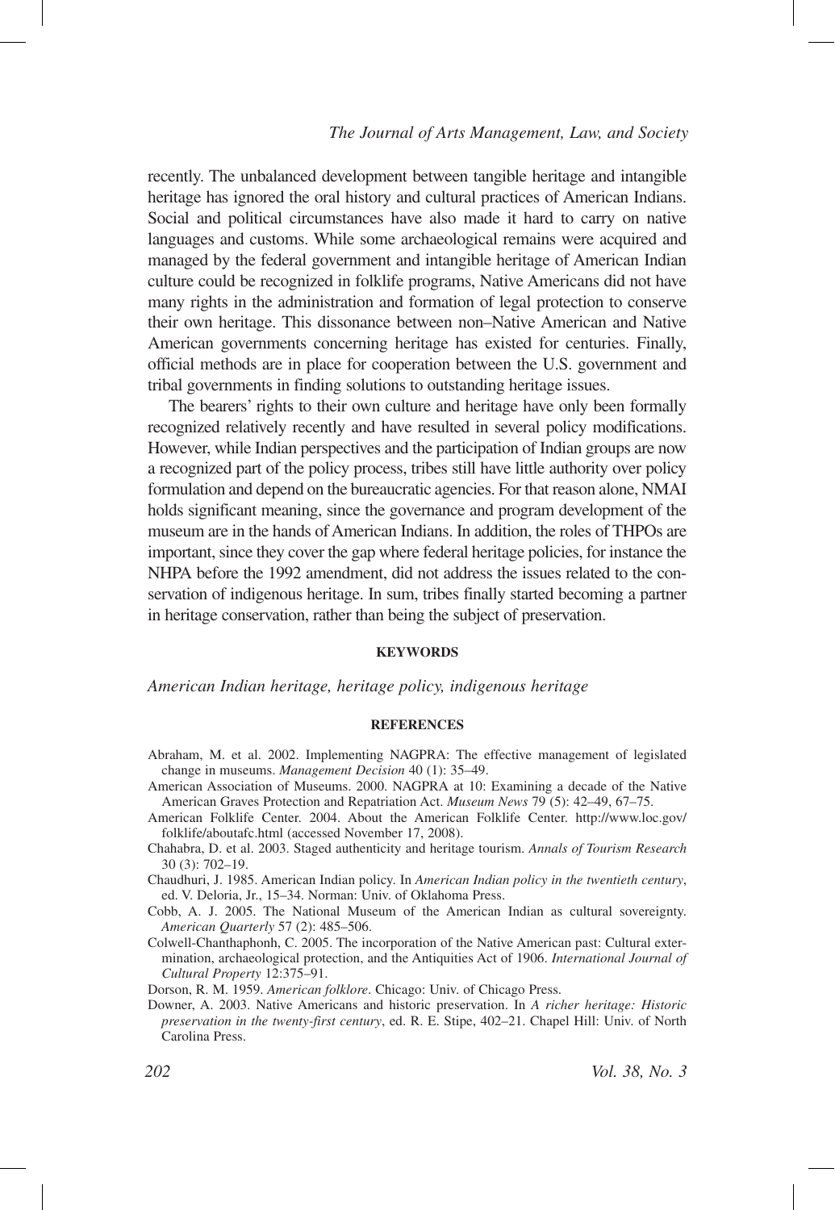recently. The unbalanced development between tangible heritage and intangible heritage has ignored the oral history and cultural practices of American Indians. Social and political circumstances have also made it hard to carry on native languages and customs. While some archaeological remains were acquired and managed by the federal government and intangible heritage of American Indian culture could be recognized in folklife programs, Native Americans did not have many rights in the administration and formation of legal protection to conserve their own heritage. This dissonance between non–Native American and Native American governments concerning heritage has existed for centuries. Finally, official methods are in place for cooperation between the U.S. government and tribal governments in finding solutions to outstanding heritage issues.

The bearers' rights to their own culture and heritage have only been formally recognized relatively recently and have resulted in several policy modifications. However, while Indian perspectives and the participation of Indian groups are now a recognized part of the policy process, tribes still have little authority over policy formulation and depend on the bureaucratic agencies. For that reason alone, NMAI holds significant meaning, since the governance and program development of the museum are in the hands of American Indians. In addition, the roles of THPOs are important, since they cover the gap where federal heritage policies, for instance the NHPA before the 1992 amendment, did not address the issues related to the conservation of indigenous heritage. In sum, tribes finally started becoming a partner in heritage conservation, rather than being the subject of preservation.

## KEYWORDS

*American Indian heritage, heritage policy, indigenous heritage*

## REFERENCES

Abraham, M. et al. 2002. Implementing NAGPRA: The effective management of legislated change in museums. *Management Decision* 40 (1): 35–49.

American Association of Museums. 2000. NAGPRA at 10: Examining a decade of the Native American Graves Protection and Repatriation Act. *Museum News* 79 (5): 42–49, 67–75.

American Folklife Center. 2004. About the American Folklife Center. http://www.loc.gov/folklife/aboutafc.html (accessed November 17, 2008).

Chahabra, D. et al. 2003. Staged authenticity and heritage tourism. *Annals of Tourism Research* 30 (3): 702–19.

Chaudhuri, J. 1985. American Indian policy. In *American Indian policy in the twentieth century*, ed. V. Deloria, Jr., 15–34. Norman: Univ. of Oklahoma Press.

Cobb, A. J. 2005. The National Museum of the American Indian as cultural sovereignty. *American Quarterly* 57 (2): 485–506.

Colwell-Chanthaphonh, C. 2005. The incorporation of the Native American past: Cultural extermination, archaeological protection, and the Antiquities Act of 1906. *International Journal of Cultural Property* 12:375–91.

Dorson, R. M. 1959. *American folklore*. Chicago: Univ. of Chicago Press.

Downer, A. 2003. Native Americans and historic preservation. In *A richer heritage: Historic preservation in the twenty-first century*, ed. R. E. Stipe, 402–21. Chapel Hill: Univ. of North Carolina Press.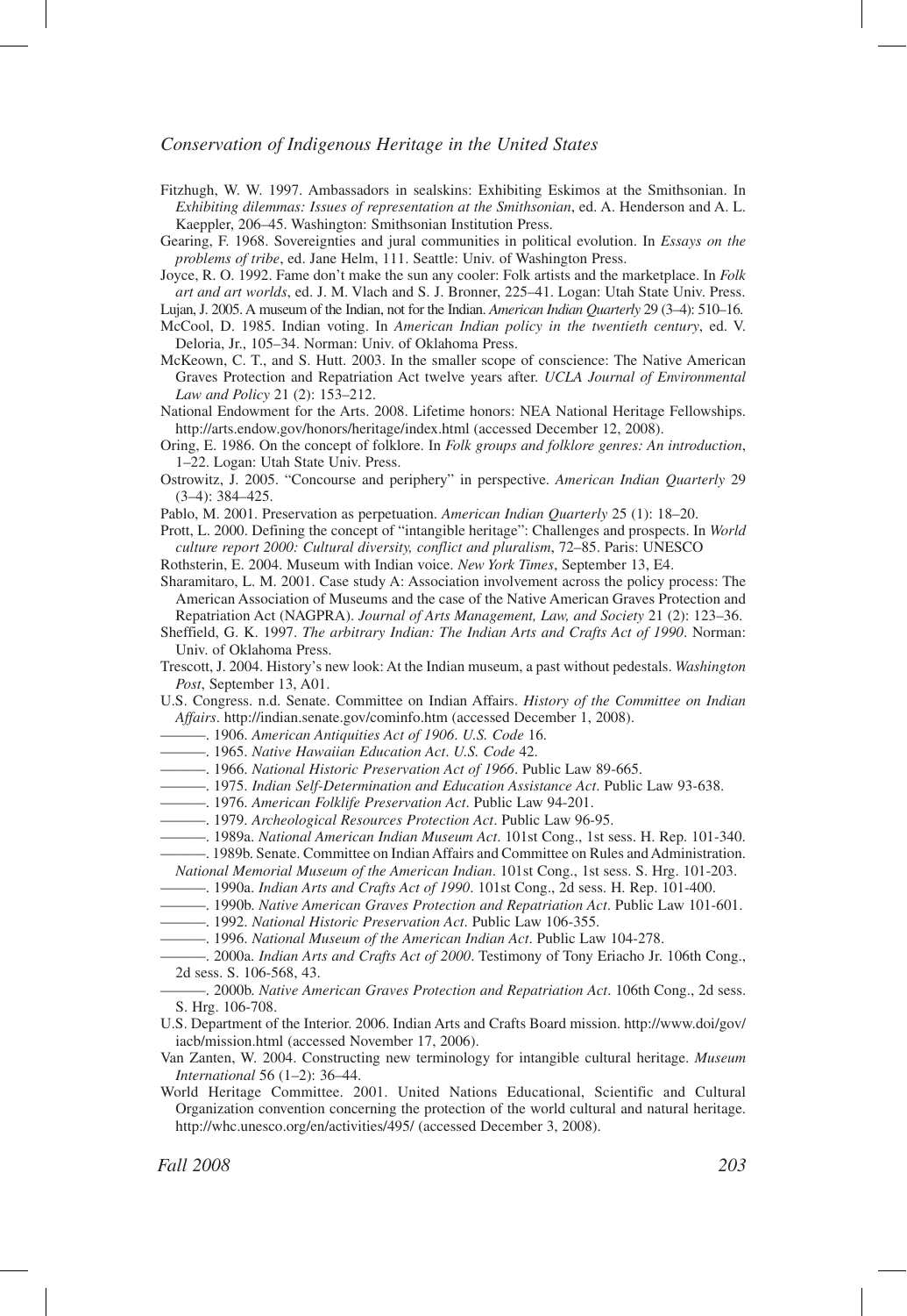Fitzhugh, W. W. 1997. Ambassadors in sealskins: Exhibiting Eskimos at the Smithsonian. In *Exhibiting dilemmas: Issues of representation at the Smithsonian*, ed. A. Henderson and A. L. Kaeppler, 206–45. Washington: Smithsonian Institution Press.

Gearing, F. 1968. Sovereignties and jural communities in political evolution. In *Essays on the problems of tribe*, ed. Jane Helm, 111. Seattle: Univ. of Washington Press.

Joyce, R. O. 1992. Fame don't make the sun any cooler: Folk artists and the marketplace. In *Folk art and art worlds*, ed. J. M. Vlach and S. J. Bronner, 225–41. Logan: Utah State Univ. Press.

Lujan, J. 2005. A museum of the Indian, not for the Indian. *American Indian Quarterly* 29 (3–4): 510–16.

McCool, D. 1985. Indian voting. In *American Indian policy in the twentieth century*, ed. V. Deloria, Jr., 105–34. Norman: Univ. of Oklahoma Press.

McKeown, C. T., and S. Hutt. 2003. In the smaller scope of conscience: The Native American Graves Protection and Repatriation Act twelve years after. *UCLA Journal of Environmental Law and Policy* 21 (2): 153–212.

National Endowment for the Arts. 2008. Lifetime honors: NEA National Heritage Fellowships. http://arts.endow.gov/honors/heritage/index.html (accessed December 12, 2008).

Oring, E. 1986. On the concept of folklore. In *Folk groups and folklore genres: An introduction*, 1–22. Logan: Utah State Univ. Press.

Ostrowitz, J. 2005. "Concourse and periphery" in perspective. *American Indian Quarterly* 29 (3–4): 384–425.

Pablo, M. 2001. Preservation as perpetuation. *American Indian Quarterly* 25 (1): 18–20.

Prott, L. 2000. Defining the concept of "intangible heritage": Challenges and prospects. In *World culture report 2000: Cultural diversity, conflict and pluralism*, 72–85. Paris: UNESCO

Rothsterin, E. 2004. Museum with Indian voice. *New York Times*, September 13, E4.

Sharamitaro, L. M. 2001. Case study A: Association involvement across the policy process: The American Association of Museums and the case of the Native American Graves Protection and Repatriation Act (NAGPRA). *Journal of Arts Management, Law, and Society* 21 (2): 123–36.

Sheffield, G. K. 1997. *The arbitrary Indian: The Indian Arts and Crafts Act of 1990*. Norman: Univ. of Oklahoma Press.

Trescott, J. 2004. History's new look: At the Indian museum, a past without pedestals. *Washington Post*, September 13, A01.

U.S. Congress. n.d. Senate. Committee on Indian Affairs. *History of the Committee on Indian Affairs*. http://indian.senate.gov/cominfo.htm (accessed December 1, 2008).

———. 1906. *American Antiquities Act of 1906. U.S. Code* 16.

———. 1965. *Native Hawaiian Education Act*. *U.S. Code* 42.

———. 1966. *National Historic Preservation Act of 1966*. Public Law 89-665.

———. 1975. *Indian Self-Determination and Education Assistance Act*. Public Law 93-638.

———. 1976. *American Folklife Preservation Act*. Public Law 94-201.

———. 1979. *Archeological Resources Protection Act*. Public Law 96-95.

———. 1989a. *National American Indian Museum Act*. 101st Cong., 1st sess. H. Rep. 101-340.

———. 1989b. Senate. Committee on Indian Affairs and Committee on Rules and Administration. *National Memorial Museum of the American Indian*. 101st Cong., 1st sess. S. Hrg. 101-203.

———. 1990a. *Indian Arts and Crafts Act of 1990*. 101st Cong., 2d sess. H. Rep. 101-400.

———. 1990b. *Native American Graves Protection and Repatriation Act*. Public Law 101-601.

———. 1992. *National Historic Preservation Act*. Public Law 106-355.

———. 1996. *National Museum of the American Indian Act*. Public Law 104-278.

———. 2000a. *Indian Arts and Crafts Act of 2000*. Testimony of Tony Eriacho Jr. 106th Cong., 2d sess. S. 106-568, 43.

———. 2000b. *Native American Graves Protection and Repatriation Act*. 106th Cong., 2d sess. S. Hrg. 106-708.

U.S. Department of the Interior. 2006. Indian Arts and Crafts Board mission. http://www.doi/gov/iacb/mission.html (accessed November 17, 2006).

Van Zanten, W. 2004. Constructing new terminology for intangible cultural heritage. *Museum International* 56 (1–2): 36–44.

World Heritage Committee. 2001. United Nations Educational, Scientific and Cultural Organization convention concerning the protection of the world cultural and natural heritage. http://whc.unesco.org/en/activities/495/ (accessed December 3, 2008).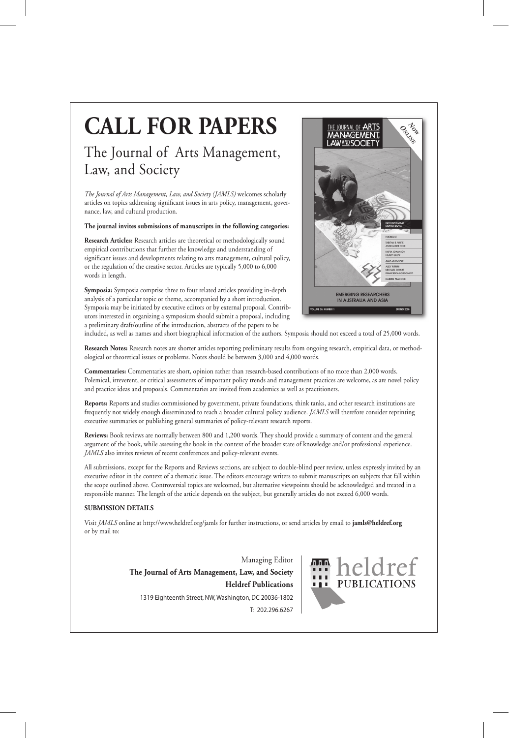# CALL FOR PAPERS

## The Journal of Arts Management, Law, and Society

*The Journal of Arts Management, Law, and Society (JAMLS)* welcomes scholarly articles on topics addressing significant issues in arts policy, management, governance, law, and cultural production.

**The journal invites submissions of manuscripts in the following categories:**

**Research Articles:** Research articles are theoretical or methodologically sound empirical contributions that further the knowledge and understanding of significant issues and developments relating to arts management, cultural policy, or the regulation of the creative sector. Articles are typically 5,000 to 6,000 words in length.

**Symposia:** Symposia comprise three to four related articles providing in-depth analysis of a particular topic or theme, accompanied by a short introduction. Symposia may be initiated by executive editors or by external proposal. Contributors interested in organizing a symposium should submit a proposal, including a preliminary draft/outline of the introduction, abstracts of the papers to be included, as well as names and short biographical information of the authors. Symposia should not exceed a total of 25,000 words.

**Research Notes:** Research notes are shorter articles reporting preliminary results from ongoing research, empirical data, or methodological or theoretical issues or problems. Notes should be between 3,000 and 4,000 words.

**Commentaries:** Commentaries are short, opinion rather than research-based contributions of no more than 2,000 words. Polemical, irreverent, or critical assessments of important policy trends and management practices are welcome, as are novel policy and practice ideas and proposals. Commentaries are invited from academics as well as practitioners.

**Reports:** Reports and studies commissioned by government, private foundations, think tanks, and other research institutions are frequently not widely enough disseminated to reach a broader cultural policy audience. *JAMLS* will therefore consider reprinting executive summaries or publishing general summaries of policy-relevant research reports.

**Reviews:** Book reviews are normally between 800 and 1,200 words. They should provide a summary of content and the general argument of the book, while assessing the book in the context of the broader state of knowledge and/or professional experience. *JAMLS* also invites reviews of recent conferences and policy-relevant events.

All submissions, except for the Reports and Reviews sections, are subject to double-blind peer review, unless expressly invited by an executive editor in the context of a thematic issue. The editors encourage writers to submit manuscripts on subjects that fall within the scope outlined above. Controversial topics are welcomed, but alternative viewpoints should be acknowledged and treated in a responsible manner. The length of the article depends on the subject, but generally articles do not exceed 6,000 words.

**SUBMISSION DETAILS**

Visit *JAMLS* online at http://www.heldref.org/jamls for further instructions, or send articles by email to **jamls@heldref.org** or by mail to:

Managing Editor
**The Journal of Arts Management, Law, and Society**
**Heldref Publications**
1319 Eighteenth Street, NW, Washington, DC 20036-1802
T: 202.296.6267

heldref PUBLICATIONS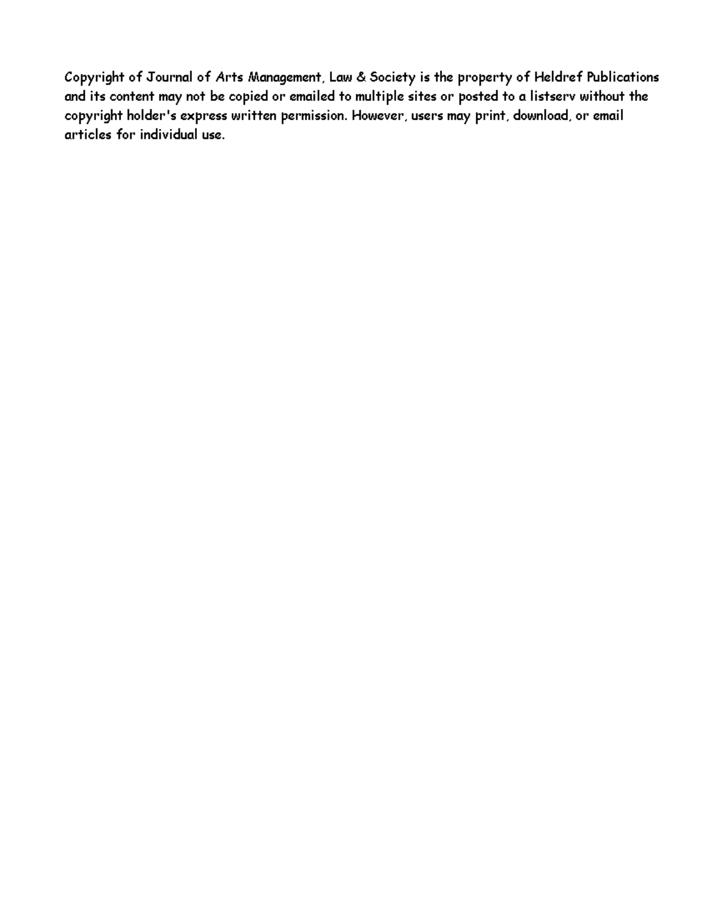Copyright of Journal of Arts Management, Law & Society is the property of Heldref Publications and its content may not be copied or emailed to multiple sites or posted to a listserv without the copyright holder's express written permission. However, users may print, download, or email articles for individual use.